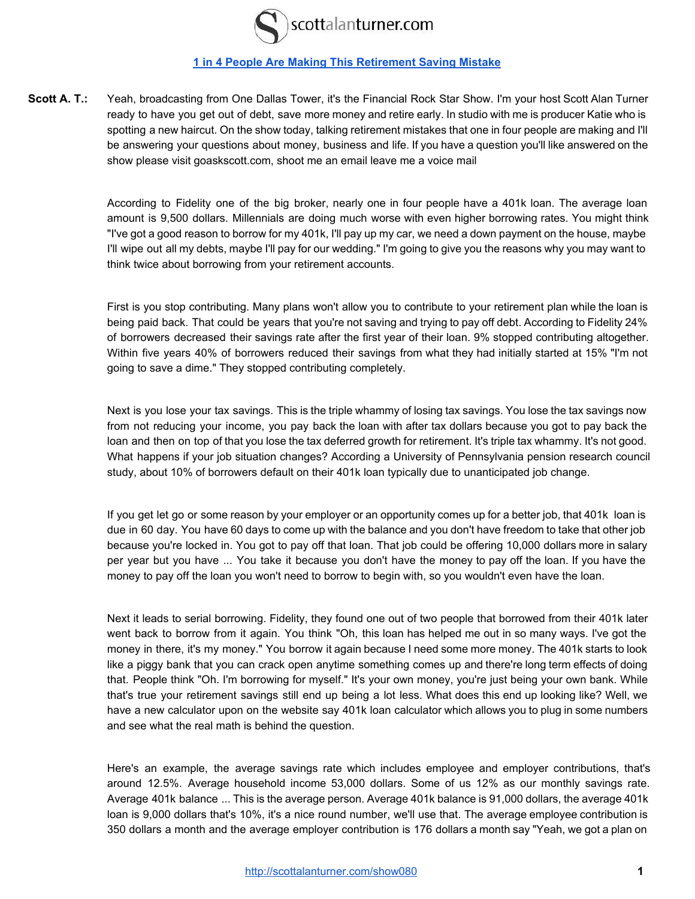# [1 in 4 People Are Making This Retirement Saving Mistake](http://scottalanturner.com/show080)

**Scott A. T.:** Yeah, broadcasting from One Dallas Tower, it's the Financial Rock Star Show. I'm your host Scott Alan Turner ready to have you get out of debt, save more money and retire early. In studio with me is producer Katie who is spotting a new haircut. On the show today, talking retirement mistakes that one in four people are making and I'll be answering your questions about money, business and life. If you have a question you'll like answered on the show please visit goaskscott.com, shoot me an email leave me a voice mail

According to Fidelity one of the big broker, nearly one in four people have a 401k loan. The average loan amount is 9,500 dollars. Millennials are doing much worse with even higher borrowing rates. You might think "I've got a good reason to borrow for my 401k, I'll pay up my car, we need a down payment on the house, maybe I'll wipe out all my debts, maybe I'll pay for our wedding." I'm going to give you the reasons why you may want to think twice about borrowing from your retirement accounts.

First is you stop contributing. Many plans won't allow you to contribute to your retirement plan while the loan is being paid back. That could be years that you're not saving and trying to pay off debt. According to Fidelity 24% of borrowers decreased their savings rate after the first year of their loan. 9% stopped contributing altogether. Within five years 40% of borrowers reduced their savings from what they had initially started at 15% "I'm not going to save a dime." They stopped contributing completely.

Next is you lose your tax savings. This is the triple whammy of losing tax savings. You lose the tax savings now from not reducing your income, you pay back the loan with after tax dollars because you got to pay back the loan and then on top of that you lose the tax deferred growth for retirement. It's triple tax whammy. It's not good. What happens if your job situation changes? According a University of Pennsylvania pension research council study, about 10% of borrowers default on their 401k loan typically due to unanticipated job change.

If you get let go or some reason by your employer or an opportunity comes up for a better job, that 401k loan is due in 60 day. You have 60 days to come up with the balance and you don't have freedom to take that other job because you're locked in. You got to pay off that loan. That job could be offering 10,000 dollars more in salary per year but you have ... You take it because you don't have the money to pay off the loan. If you have the money to pay off the loan you won't need to borrow to begin with, so you wouldn't even have the loan.

Next it leads to serial borrowing. Fidelity, they found one out of two people that borrowed from their 401k later went back to borrow from it again. You think "Oh, this loan has helped me out in so many ways. I've got the money in there, it's my money." You borrow it again because I need some more money. The 401k starts to look like a piggy bank that you can crack open anytime something comes up and there're long term effects of doing that. People think "Oh. I'm borrowing for myself." It's your own money, you're just being your own bank. While that's true your retirement savings still end up being a lot less. What does this end up looking like? Well, we have a new calculator upon on the website say 401k loan calculator which allows you to plug in some numbers and see what the real math is behind the question.

Here's an example, the average savings rate which includes employee and employer contributions, that's around 12.5%. Average household income 53,000 dollars. Some of us 12% as our monthly savings rate. Average 401k balance ... This is the average person. Average 401k balance is 91,000 dollars, the average 401k loan is 9,000 dollars that's 10%, it's a nice round number, we'll use that. The average employee contribution is 350 dollars a month and the average employer contribution is 176 dollars a month say "Yeah, we got a plan on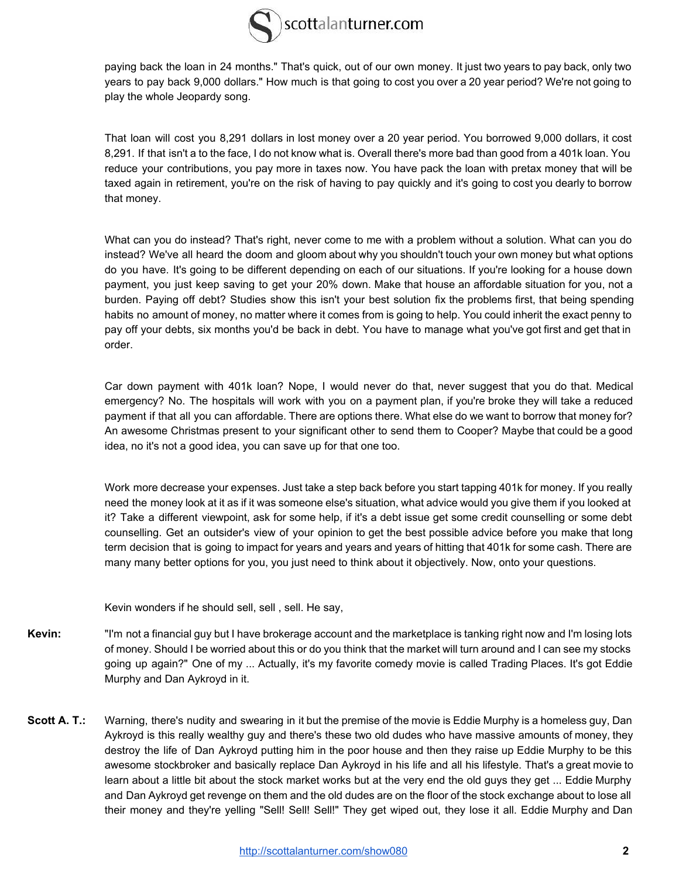paying back the loan in 24 months." That's quick, out of our own money. It just two years to pay back, only two years to pay back 9,000 dollars." How much is that going to cost you over a 20 year period? We're not going to play the whole Jeopardy song.

That loan will cost you 8,291 dollars in lost money over a 20 year period. You borrowed 9,000 dollars, it cost 8,291. If that isn't a to the face, I do not know what is. Overall there's more bad than good from a 401k loan. You reduce your contributions, you pay more in taxes now. You have pack the loan with pretax money that will be taxed again in retirement, you're on the risk of having to pay quickly and it's going to cost you dearly to borrow that money.

What can you do instead? That's right, never come to me with a problem without a solution. What can you do instead? We've all heard the doom and gloom about why you shouldn't touch your own money but what options do you have. It's going to be different depending on each of our situations. If you're looking for a house down payment, you just keep saving to get your 20% down. Make that house an affordable situation for you, not a burden. Paying off debt? Studies show this isn't your best solution fix the problems first, that being spending habits no amount of money, no matter where it comes from is going to help. You could inherit the exact penny to pay off your debts, six months you'd be back in debt. You have to manage what you've got first and get that in order.

Car down payment with 401k loan? Nope, I would never do that, never suggest that you do that. Medical emergency? No. The hospitals will work with you on a payment plan, if you're broke they will take a reduced payment if that all you can affordable. There are options there. What else do we want to borrow that money for? An awesome Christmas present to your significant other to send them to Cooper? Maybe that could be a good idea, no it's not a good idea, you can save up for that one too.

Work more decrease your expenses. Just take a step back before you start tapping 401k for money. If you really need the money look at it as if it was someone else's situation, what advice would you give them if you looked at it? Take a different viewpoint, ask for some help, if it's a debt issue get some credit counselling or some debt counselling. Get an outsider's view of your opinion to get the best possible advice before you make that long term decision that is going to impact for years and years and years of hitting that 401k for some cash. There are many many better options for you, you just need to think about it objectively. Now, onto your questions.

Kevin wonders if he should sell, sell , sell. He say,

**Kevin:** "I'm not a financial guy but I have brokerage account and the marketplace is tanking right now and I'm losing lots of money. Should I be worried about this or do you think that the market will turn around and I can see my stocks going up again?" One of my ... Actually, it's my favorite comedy movie is called Trading Places. It's got Eddie Murphy and Dan Aykroyd in it.

**Scott A. T.:** Warning, there's nudity and swearing in it but the premise of the movie is Eddie Murphy is a homeless guy, Dan Aykroyd is this really wealthy guy and there's these two old dudes who have massive amounts of money, they destroy the life of Dan Aykroyd putting him in the poor house and then they raise up Eddie Murphy to be this awesome stockbroker and basically replace Dan Aykroyd in his life and all his lifestyle. That's a great movie to learn about a little bit about the stock market works but at the very end the old guys they get ... Eddie Murphy and Dan Aykroyd get revenge on them and the old dudes are on the floor of the stock exchange about to lose all their money and they're yelling "Sell! Sell! Sell!" They get wiped out, they lose it all. Eddie Murphy and Dan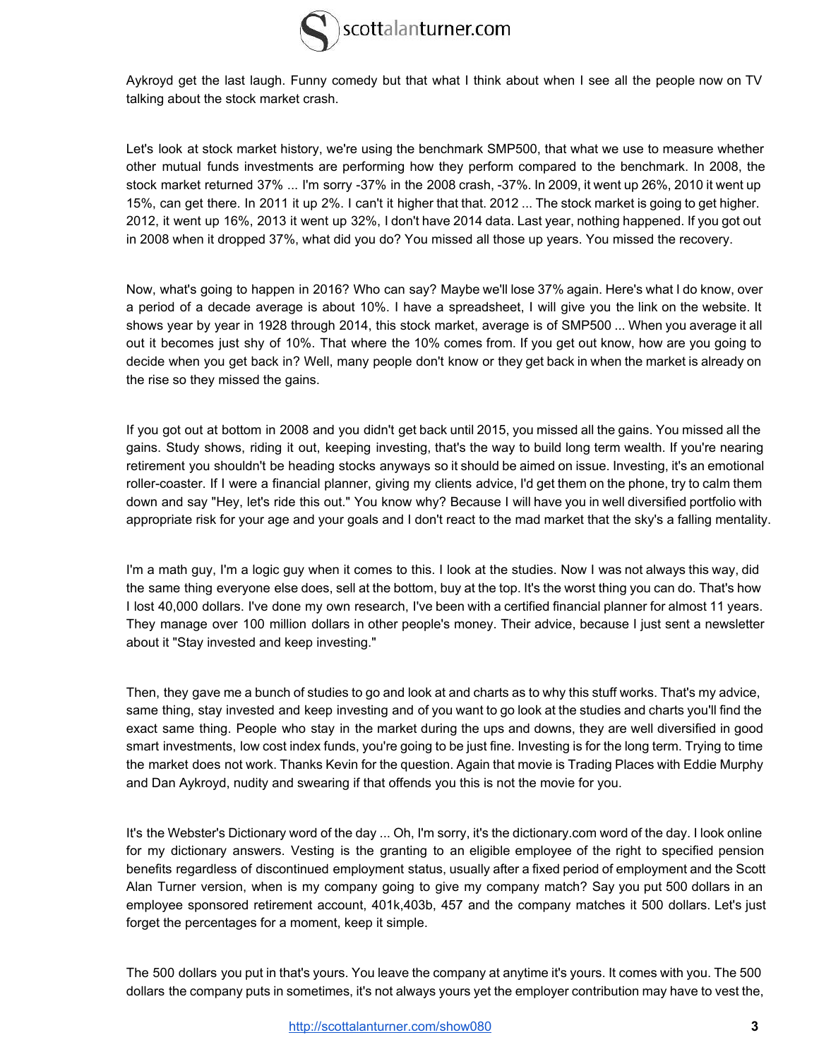Aykroyd get the last laugh. Funny comedy but that what I think about when I see all the people now on TV talking about the stock market crash.

Let's look at stock market history, we're using the benchmark SMP500, that what we use to measure whether other mutual funds investments are performing how they perform compared to the benchmark. In 2008, the stock market returned 37% ... I'm sorry -37% in the 2008 crash, -37%. In 2009, it went up 26%, 2010 it went up 15%, can get there. In 2011 it up 2%. I can't it higher that that. 2012 ... The stock market is going to get higher. 2012, it went up 16%, 2013 it went up 32%, I don't have 2014 data. Last year, nothing happened. If you got out in 2008 when it dropped 37%, what did you do? You missed all those up years. You missed the recovery.

Now, what's going to happen in 2016? Who can say? Maybe we'll lose 37% again. Here's what I do know, over a period of a decade average is about 10%. I have a spreadsheet, I will give you the link on the website. It shows year by year in 1928 through 2014, this stock market, average is of SMP500 ... When you average it all out it becomes just shy of 10%. That where the 10% comes from. If you get out know, how are you going to decide when you get back in? Well, many people don't know or they get back in when the market is already on the rise so they missed the gains.

If you got out at bottom in 2008 and you didn't get back until 2015, you missed all the gains. You missed all the gains. Study shows, riding it out, keeping investing, that's the way to build long term wealth. If you're nearing retirement you shouldn't be heading stocks anyways so it should be aimed on issue. Investing, it's an emotional roller-coaster. If I were a financial planner, giving my clients advice, I'd get them on the phone, try to calm them down and say "Hey, let's ride this out." You know why? Because I will have you in well diversified portfolio with appropriate risk for your age and your goals and I don't react to the mad market that the sky's a falling mentality.

I'm a math guy, I'm a logic guy when it comes to this. I look at the studies. Now I was not always this way, did the same thing everyone else does, sell at the bottom, buy at the top. It's the worst thing you can do. That's how I lost 40,000 dollars. I've done my own research, I've been with a certified financial planner for almost 11 years. They manage over 100 million dollars in other people's money. Their advice, because I just sent a newsletter about it "Stay invested and keep investing."

Then, they gave me a bunch of studies to go and look at and charts as to why this stuff works. That's my advice, same thing, stay invested and keep investing and of you want to go look at the studies and charts you'll find the exact same thing. People who stay in the market during the ups and downs, they are well diversified in good smart investments, low cost index funds, you're going to be just fine. Investing is for the long term. Trying to time the market does not work. Thanks Kevin for the question. Again that movie is Trading Places with Eddie Murphy and Dan Aykroyd, nudity and swearing if that offends you this is not the movie for you.

It's the Webster's Dictionary word of the day ... Oh, I'm sorry, it's the dictionary.com word of the day. I look online for my dictionary answers. Vesting is the granting to an eligible employee of the right to specified pension benefits regardless of discontinued employment status, usually after a fixed period of employment and the Scott Alan Turner version, when is my company going to give my company match? Say you put 500 dollars in an employee sponsored retirement account, 401k,403b, 457 and the company matches it 500 dollars. Let's just forget the percentages for a moment, keep it simple.

The 500 dollars you put in that's yours. You leave the company at anytime it's yours. It comes with you. The 500 dollars the company puts in sometimes, it's not always yours yet the employer contribution may have to vest the,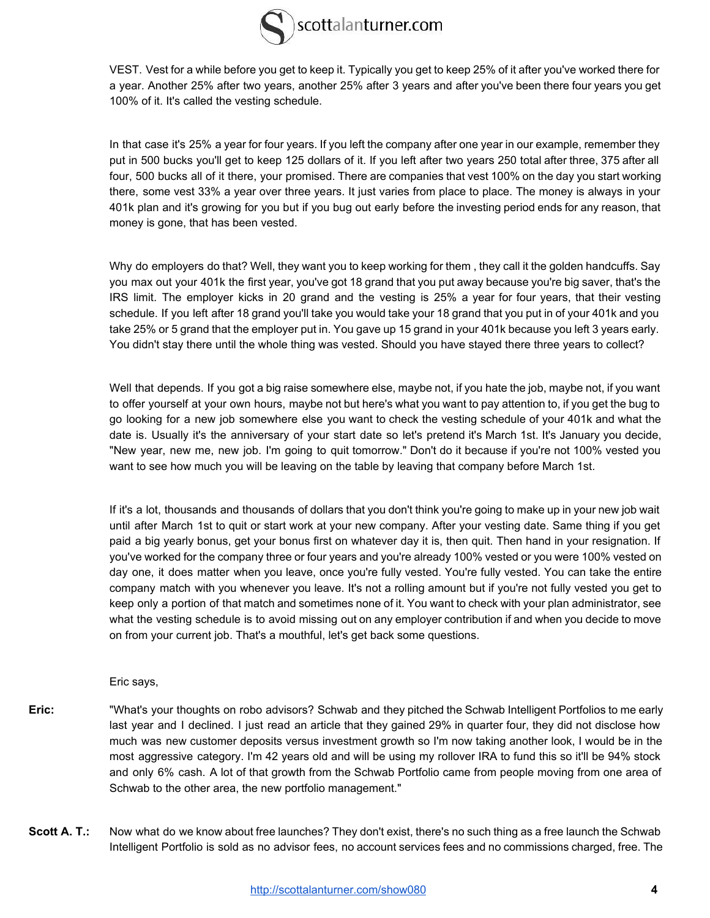VEST. Vest for a while before you get to keep it. Typically you get to keep 25% of it after you've worked there for a year. Another 25% after two years, another 25% after 3 years and after you've been there four years you get 100% of it. It's called the vesting schedule.

In that case it's 25% a year for four years. If you left the company after one year in our example, remember they put in 500 bucks you'll get to keep 125 dollars of it. If you left after two years 250 total after three, 375 after all four, 500 bucks all of it there, your promised. There are companies that vest 100% on the day you start working there, some vest 33% a year over three years. It just varies from place to place. The money is always in your 401k plan and it's growing for you but if you bug out early before the investing period ends for any reason, that money is gone, that has been vested.

Why do employers do that? Well, they want you to keep working for them , they call it the golden handcuffs. Say you max out your 401k the first year, you've got 18 grand that you put away because you're big saver, that's the IRS limit. The employer kicks in 20 grand and the vesting is 25% a year for four years, that their vesting schedule. If you left after 18 grand you'll take you would take your 18 grand that you put in of your 401k and you take 25% or 5 grand that the employer put in. You gave up 15 grand in your 401k because you left 3 years early. You didn't stay there until the whole thing was vested. Should you have stayed there three years to collect?

Well that depends. If you got a big raise somewhere else, maybe not, if you hate the job, maybe not, if you want to offer yourself at your own hours, maybe not but here's what you want to pay attention to, if you get the bug to go looking for a new job somewhere else you want to check the vesting schedule of your 401k and what the date is. Usually it's the anniversary of your start date so let's pretend it's March 1st. It's January you decide, "New year, new me, new job. I'm going to quit tomorrow." Don't do it because if you're not 100% vested you want to see how much you will be leaving on the table by leaving that company before March 1st.

If it's a lot, thousands and thousands of dollars that you don't think you're going to make up in your new job wait until after March 1st to quit or start work at your new company. After your vesting date. Same thing if you get paid a big yearly bonus, get your bonus first on whatever day it is, then quit. Then hand in your resignation. If you've worked for the company three or four years and you're already 100% vested or you were 100% vested on day one, it does matter when you leave, once you're fully vested. You're fully vested. You can take the entire company match with you whenever you leave. It's not a rolling amount but if you're not fully vested you get to keep only a portion of that match and sometimes none of it. You want to check with your plan administrator, see what the vesting schedule is to avoid missing out on any employer contribution if and when you decide to move on from your current job. That's a mouthful, let's get back some questions.

Eric says,

**Eric:** "What's your thoughts on robo advisors? Schwab and they pitched the Schwab Intelligent Portfolios to me early last year and I declined. I just read an article that they gained 29% in quarter four, they did not disclose how much was new customer deposits versus investment growth so I'm now taking another look, I would be in the most aggressive category. I'm 42 years old and will be using my rollover IRA to fund this so it'll be 94% stock and only 6% cash. A lot of that growth from the Schwab Portfolio came from people moving from one area of Schwab to the other area, the new portfolio management."

**Scott A. T.:** Now what do we know about free launches? They don't exist, there's no such thing as a free launch the Schwab Intelligent Portfolio is sold as no advisor fees, no account services fees and no commissions charged, free. The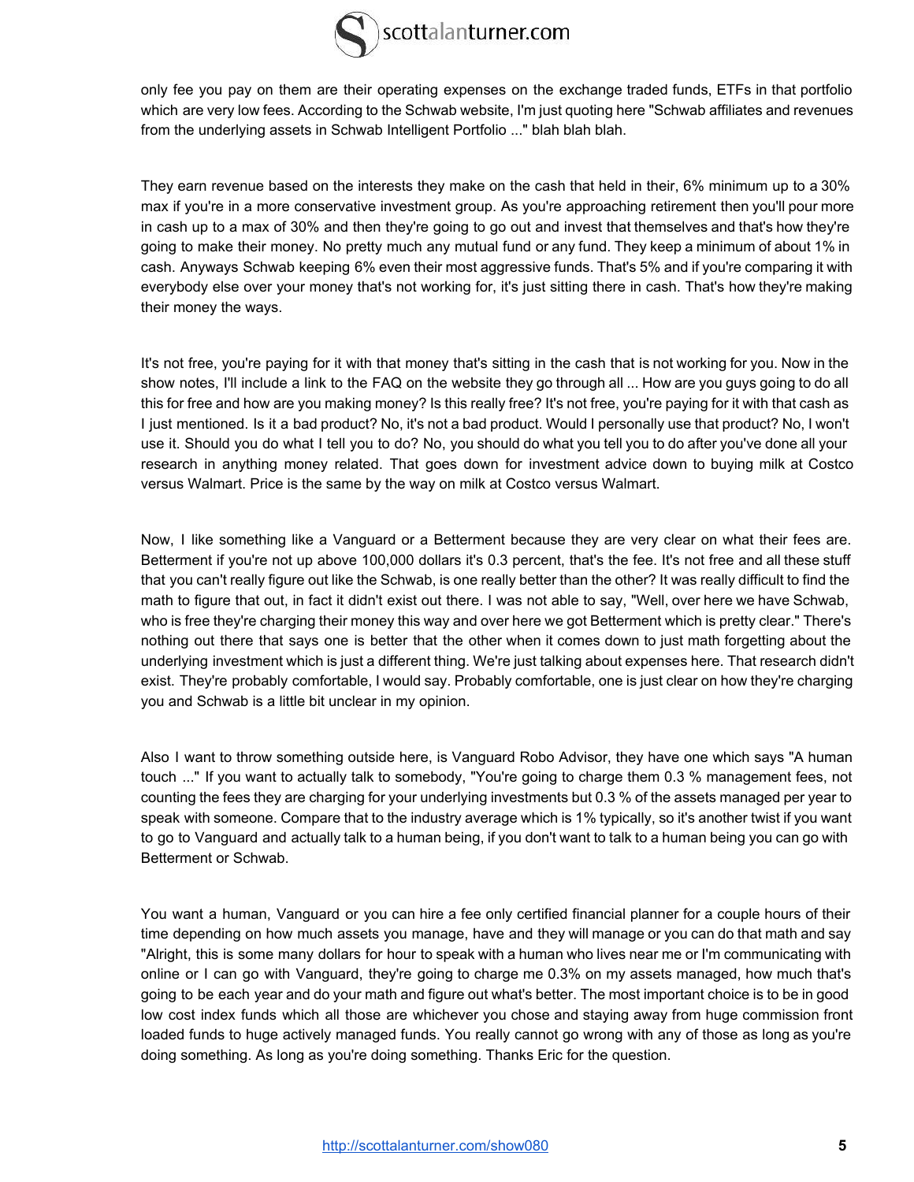only fee you pay on them are their operating expenses on the exchange traded funds, ETFs in that portfolio which are very low fees. According to the Schwab website, I'm just quoting here "Schwab affiliates and revenues from the underlying assets in Schwab Intelligent Portfolio ..." blah blah blah.

They earn revenue based on the interests they make on the cash that held in their, 6% minimum up to a 30% max if you're in a more conservative investment group. As you're approaching retirement then you'll pour more in cash up to a max of 30% and then they're going to go out and invest that themselves and that's how they're going to make their money. No pretty much any mutual fund or any fund. They keep a minimum of about 1% in cash. Anyways Schwab keeping 6% even their most aggressive funds. That's 5% and if you're comparing it with everybody else over your money that's not working for, it's just sitting there in cash. That's how they're making their money the ways.

It's not free, you're paying for it with that money that's sitting in the cash that is not working for you. Now in the show notes, I'll include a link to the FAQ on the website they go through all ... How are you guys going to do all this for free and how are you making money? Is this really free? It's not free, you're paying for it with that cash as I just mentioned. Is it a bad product? No, it's not a bad product. Would I personally use that product? No, I won't use it. Should you do what I tell you to do? No, you should do what you tell you to do after you've done all your research in anything money related. That goes down for investment advice down to buying milk at Costco versus Walmart. Price is the same by the way on milk at Costco versus Walmart.

Now, I like something like a Vanguard or a Betterment because they are very clear on what their fees are. Betterment if you're not up above 100,000 dollars it's 0.3 percent, that's the fee. It's not free and all these stuff that you can't really figure out like the Schwab, is one really better than the other? It was really difficult to find the math to figure that out, in fact it didn't exist out there. I was not able to say, "Well, over here we have Schwab, who is free they're charging their money this way and over here we got Betterment which is pretty clear." There's nothing out there that says one is better that the other when it comes down to just math forgetting about the underlying investment which is just a different thing. We're just talking about expenses here. That research didn't exist. They're probably comfortable, I would say. Probably comfortable, one is just clear on how they're charging you and Schwab is a little bit unclear in my opinion.

Also I want to throw something outside here, is Vanguard Robo Advisor, they have one which says "A human touch ..." If you want to actually talk to somebody, "You're going to charge them 0.3 % management fees, not counting the fees they are charging for your underlying investments but 0.3 % of the assets managed per year to speak with someone. Compare that to the industry average which is 1% typically, so it's another twist if you want to go to Vanguard and actually talk to a human being, if you don't want to talk to a human being you can go with Betterment or Schwab.

You want a human, Vanguard or you can hire a fee only certified financial planner for a couple hours of their time depending on how much assets you manage, have and they will manage or you can do that math and say "Alright, this is some many dollars for hour to speak with a human who lives near me or I'm communicating with online or I can go with Vanguard, they're going to charge me 0.3% on my assets managed, how much that's going to be each year and do your math and figure out what's better. The most important choice is to be in good low cost index funds which all those are whichever you chose and staying away from huge commission front loaded funds to huge actively managed funds. You really cannot go wrong with any of those as long as you're doing something. As long as you're doing something. Thanks Eric for the question.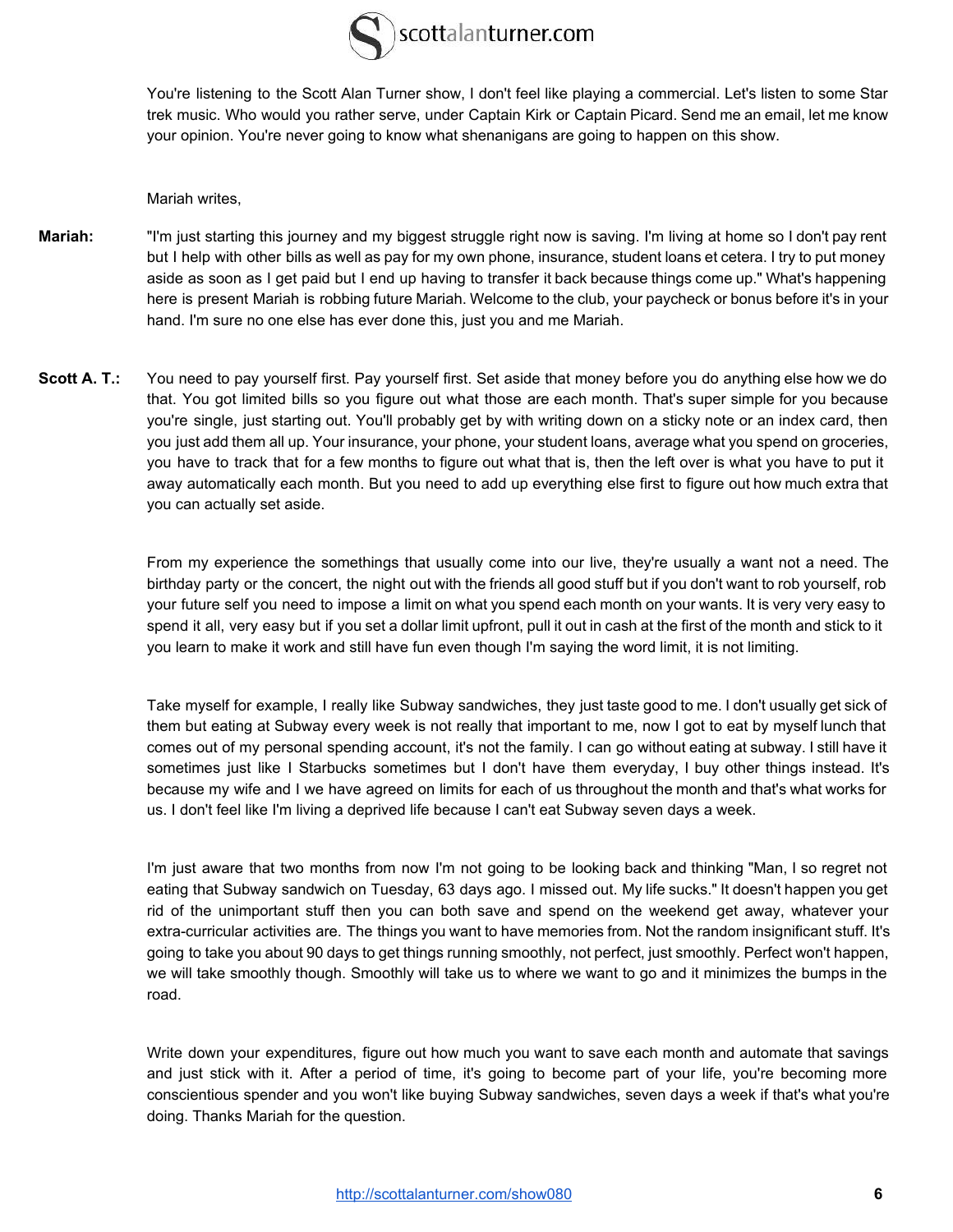You're listening to the Scott Alan Turner show, I don't feel like playing a commercial. Let's listen to some Star trek music. Who would you rather serve, under Captain Kirk or Captain Picard. Send me an email, let me know your opinion. You're never going to know what shenanigans are going to happen on this show.

Mariah writes,

**Mariah:** "I'm just starting this journey and my biggest struggle right now is saving. I'm living at home so I don't pay rent but I help with other bills as well as pay for my own phone, insurance, student loans et cetera. I try to put money aside as soon as I get paid but I end up having to transfer it back because things come up." What's happening here is present Mariah is robbing future Mariah. Welcome to the club, your paycheck or bonus before it's in your hand. I'm sure no one else has ever done this, just you and me Mariah.

**Scott A. T.:** You need to pay yourself first. Pay yourself first. Set aside that money before you do anything else how we do that. You got limited bills so you figure out what those are each month. That's super simple for you because you're single, just starting out. You'll probably get by with writing down on a sticky note or an index card, then you just add them all up. Your insurance, your phone, your student loans, average what you spend on groceries, you have to track that for a few months to figure out what that is, then the left over is what you have to put it away automatically each month. But you need to add up everything else first to figure out how much extra that you can actually set aside.

From my experience the somethings that usually come into our live, they're usually a want not a need. The birthday party or the concert, the night out with the friends all good stuff but if you don't want to rob yourself, rob your future self you need to impose a limit on what you spend each month on your wants. It is very very easy to spend it all, very easy but if you set a dollar limit upfront, pull it out in cash at the first of the month and stick to it you learn to make it work and still have fun even though I'm saying the word limit, it is not limiting.

Take myself for example, I really like Subway sandwiches, they just taste good to me. I don't usually get sick of them but eating at Subway every week is not really that important to me, now I got to eat by myself lunch that comes out of my personal spending account, it's not the family. I can go without eating at subway. I still have it sometimes just like I Starbucks sometimes but I don't have them everyday, I buy other things instead. It's because my wife and I we have agreed on limits for each of us throughout the month and that's what works for us. I don't feel like I'm living a deprived life because I can't eat Subway seven days a week.

I'm just aware that two months from now I'm not going to be looking back and thinking "Man, I so regret not eating that Subway sandwich on Tuesday, 63 days ago. I missed out. My life sucks." It doesn't happen you get rid of the unimportant stuff then you can both save and spend on the weekend get away, whatever your extra-curricular activities are. The things you want to have memories from. Not the random insignificant stuff. It's going to take you about 90 days to get things running smoothly, not perfect, just smoothly. Perfect won't happen, we will take smoothly though. Smoothly will take us to where we want to go and it minimizes the bumps in the road.

Write down your expenditures, figure out how much you want to save each month and automate that savings and just stick with it. After a period of time, it's going to become part of your life, you're becoming more conscientious spender and you won't like buying Subway sandwiches, seven days a week if that's what you're doing. Thanks Mariah for the question.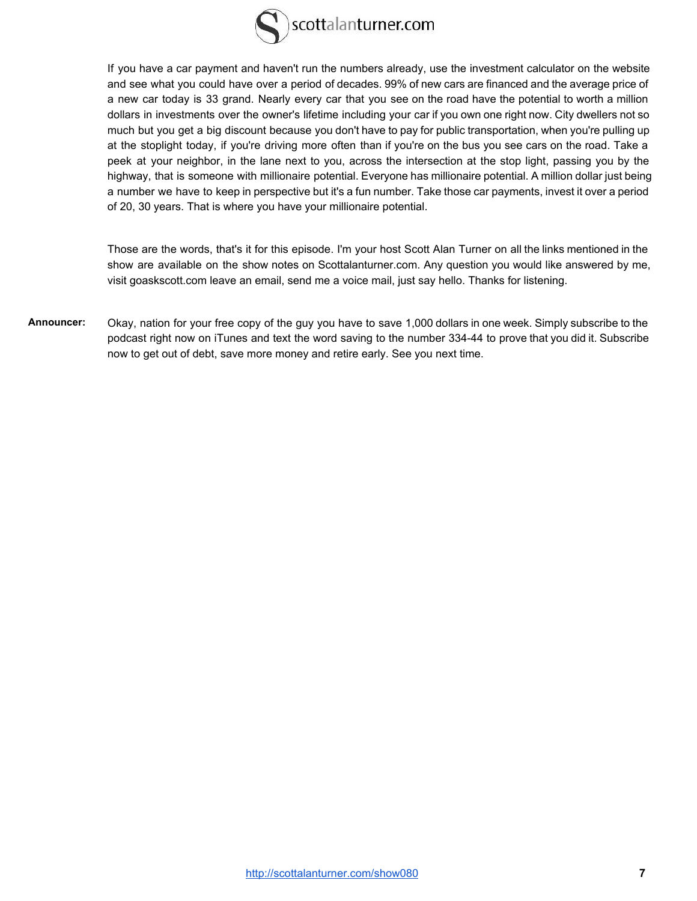If you have a car payment and haven't run the numbers already, use the investment calculator on the website and see what you could have over a period of decades. 99% of new cars are financed and the average price of a new car today is 33 grand. Nearly every car that you see on the road have the potential to worth a million dollars in investments over the owner's lifetime including your car if you own one right now. City dwellers not so much but you get a big discount because you don't have to pay for public transportation, when you're pulling up at the stoplight today, if you're driving more often than if you're on the bus you see cars on the road. Take a peek at your neighbor, in the lane next to you, across the intersection at the stop light, passing you by the highway, that is someone with millionaire potential. Everyone has millionaire potential. A million dollar just being a number we have to keep in perspective but it's a fun number. Take those car payments, invest it over a period of 20, 30 years. That is where you have your millionaire potential.

Those are the words, that's it for this episode. I'm your host Scott Alan Turner on all the links mentioned in the show are available on the show notes on Scottalanturner.com. Any question you would like answered by me, visit goaskscott.com leave an email, send me a voice mail, just say hello. Thanks for listening.

**Announcer:** Okay, nation for your free copy of the guy you have to save 1,000 dollars in one week. Simply subscribe to the podcast right now on iTunes and text the word saving to the number 334-44 to prove that you did it. Subscribe now to get out of debt, save more money and retire early. See you next time.